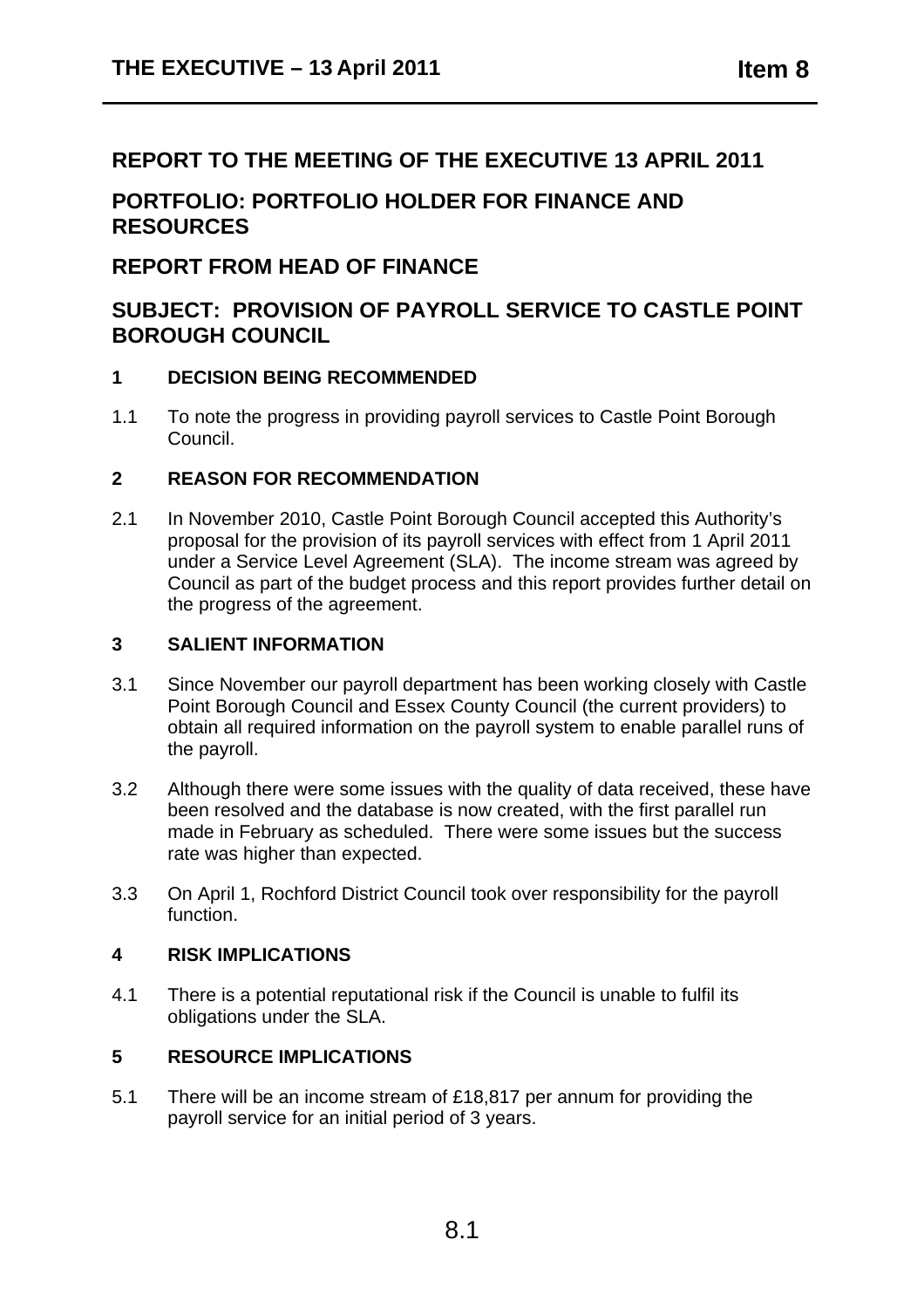# REPORT TO THE MEETING OF THE EXECUTIVE 13 APRIL 2011

## PORTFOLIO: PORTFOLIO HOLDER FOR FINANCE AND RESOURCES

## REPORT FROM HEAD OF FINANCE

## SUBJECT: PROVISION OF PAYROLL SERVICE TO CASTLE POINT BOROUGH COUNCIL

### 1 DECISION BEING RECOMMENDED

1.1 To note the progress in providing payroll services to Castle Point Borough Council.

### 2 REASON FOR RECOMMENDATION

2.1 In November 2010, Castle Point Borough Council accepted this Authority's proposal for the provision of its payroll services with effect from 1 April 2011 under a Service Level Agreement (SLA). The income stream was agreed by Council as part of the budget process and this report provides further detail on the progress of the agreement.

### 3 SALIENT INFORMATION

3.1 Since November our payroll department has been working closely with Castle Point Borough Council and Essex County Council (the current providers) to obtain all required information on the payroll system to enable parallel runs of the payroll.

3.2 Although there were some issues with the quality of data received, these have been resolved and the database is now created, with the first parallel run made in February as scheduled. There were some issues but the success rate was higher than expected.

3.3 On April 1, Rochford District Council took over responsibility for the payroll function.

### 4 RISK IMPLICATIONS

4.1 There is a potential reputational risk if the Council is unable to fulfil its obligations under the SLA.

### 5 RESOURCE IMPLICATIONS

5.1 There will be an income stream of £18,817 per annum for providing the payroll service for an initial period of 3 years.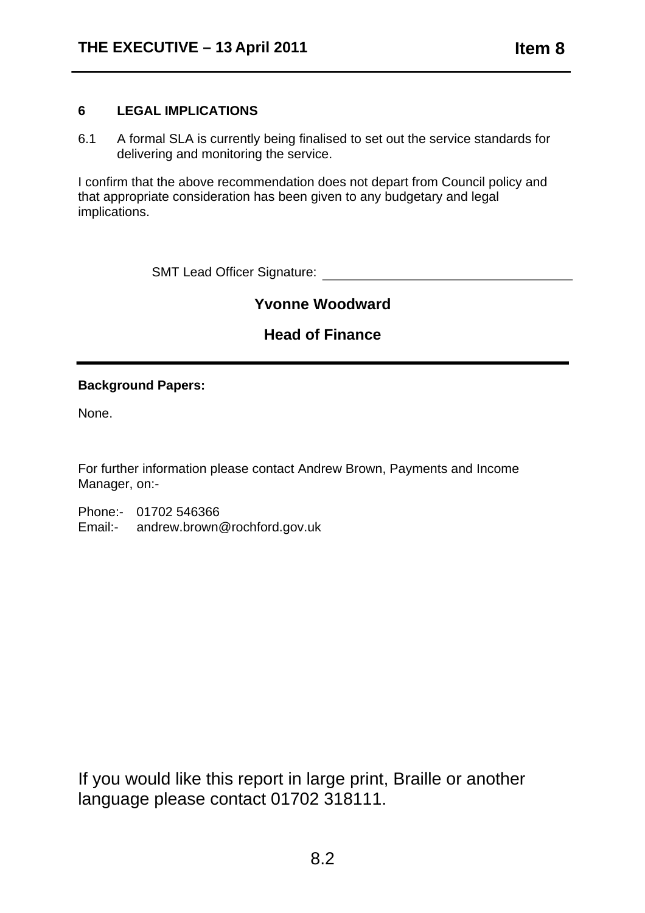## 6 LEGAL IMPLICATIONS

6.1 A formal SLA is currently being finalised to set out the service standards for delivering and monitoring the service.

I confirm that the above recommendation does not depart from Council policy and that appropriate consideration has been given to any budgetary and legal implications.

SMT Lead Officer Signature: ___________________________

**Yvonne Woodward**

**Head of Finance**

---

**Background Papers:**

None.

For further information please contact Andrew Brown, Payments and Income Manager, on:-

Phone:- 01702 546366
Email:- andrew.brown@rochford.gov.uk

If you would like this report in large print, Braille or another language please contact 01702 318111.